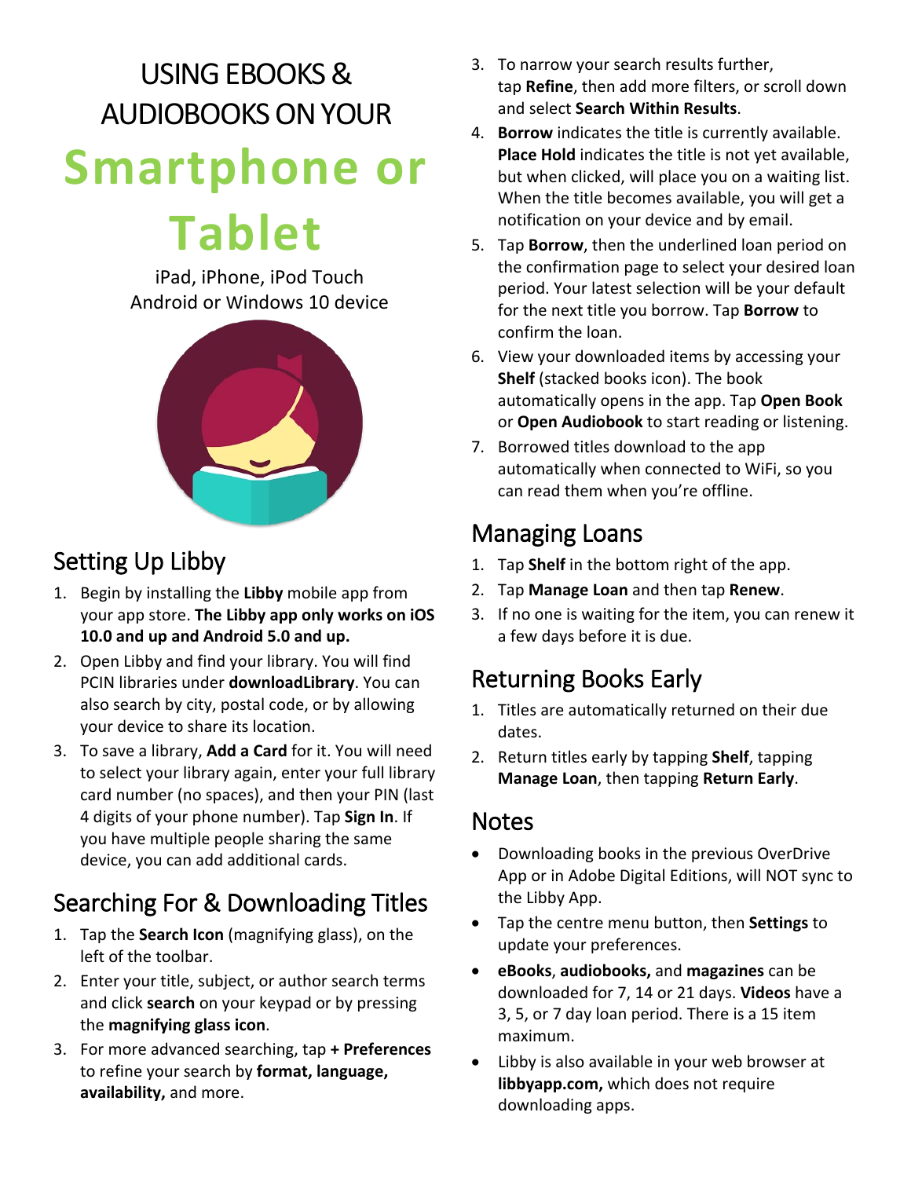# USING EBOOKS & AUDIOBOOKS ON YOUR

# Smartphone or Tablet

iPad, iPhone, iPod Touch
Android or Windows 10 device

## Setting Up Libby

1. Begin by installing the **Libby** mobile app from your app store. **The Libby app only works on iOS 10.0 and up and Android 5.0 and up.**
2. Open Libby and find your library. You will find PCIN libraries under **downloadLibrary**. You can also search by city, postal code, or by allowing your device to share its location.
3. To save a library, **Add a Card** for it. You will need to select your library again, enter your full library card number (no spaces), and then your PIN (last 4 digits of your phone number). Tap **Sign In**. If you have multiple people sharing the same device, you can add additional cards.

## Searching For & Downloading Titles

1. Tap the **Search Icon** (magnifying glass), on the left of the toolbar.
2. Enter your title, subject, or author search terms and click **search** on your keypad or by pressing the **magnifying glass icon**.
3. For more advanced searching, tap **+ Preferences** to refine your search by **format, language, availability,** and more.
3. To narrow your search results further, tap **Refine**, then add more filters, or scroll down and select **Search Within Results**.
4. **Borrow** indicates the title is currently available. **Place Hold** indicates the title is not yet available, but when clicked, will place you on a waiting list. When the title becomes available, you will get a notification on your device and by email.
5. Tap **Borrow**, then the underlined loan period on the confirmation page to select your desired loan period. Your latest selection will be your default for the next title you borrow. Tap **Borrow** to confirm the loan.
6. View your downloaded items by accessing your **Shelf** (stacked books icon). The book automatically opens in the app. Tap **Open Book** or **Open Audiobook** to start reading or listening.
7. Borrowed titles download to the app automatically when connected to WiFi, so you can read them when you're offline.

## Managing Loans

1. Tap **Shelf** in the bottom right of the app.
2. Tap **Manage Loan** and then tap **Renew**.
3. If no one is waiting for the item, you can renew it a few days before it is due.

## Returning Books Early

1. Titles are automatically returned on their due dates.
2. Return titles early by tapping **Shelf**, tapping **Manage Loan**, then tapping **Return Early**.

## Notes

- Downloading books in the previous OverDrive App or in Adobe Digital Editions, will NOT sync to the Libby App.
- Tap the centre menu button, then **Settings** to update your preferences.
- **eBooks**, **audiobooks,** and **magazines** can be downloaded for 7, 14 or 21 days. **Videos** have a 3, 5, or 7 day loan period. There is a 15 item maximum.
- Libby is also available in your web browser at **libbyapp.com,** which does not require downloading apps.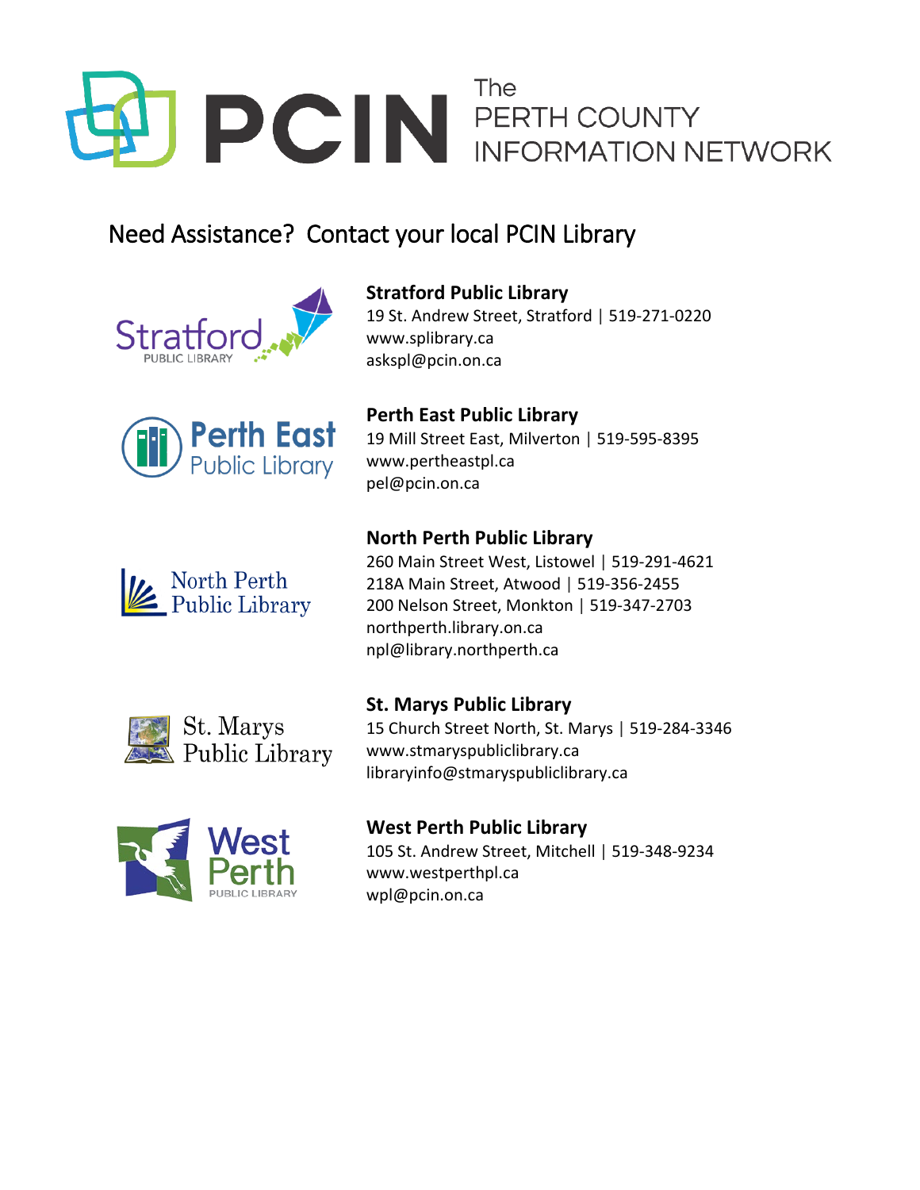# PCIN The PERTH COUNTY INFORMATION NETWORK

## Need Assistance? Contact your local PCIN Library

**Stratford Public Library**
19 St. Andrew Street, Stratford | 519-271-0220
www.splibrary.ca
askspl@pcin.on.ca

**Perth East Public Library**
19 Mill Street East, Milverton | 519-595-8395
www.pertheastpl.ca
pel@pcin.on.ca

**North Perth Public Library**
260 Main Street West, Listowel | 519-291-4621
218A Main Street, Atwood | 519-356-2455
200 Nelson Street, Monkton | 519-347-2703
northperth.library.on.ca
npl@library.northperth.ca

**St. Marys Public Library**
15 Church Street North, St. Marys | 519-284-3346
www.stmaryspubliclibrary.ca
libraryinfo@stmaryspubliclibrary.ca

**West Perth Public Library**
105 St. Andrew Street, Mitchell | 519-348-9234
www.westperthpl.ca
wpl@pcin.on.ca